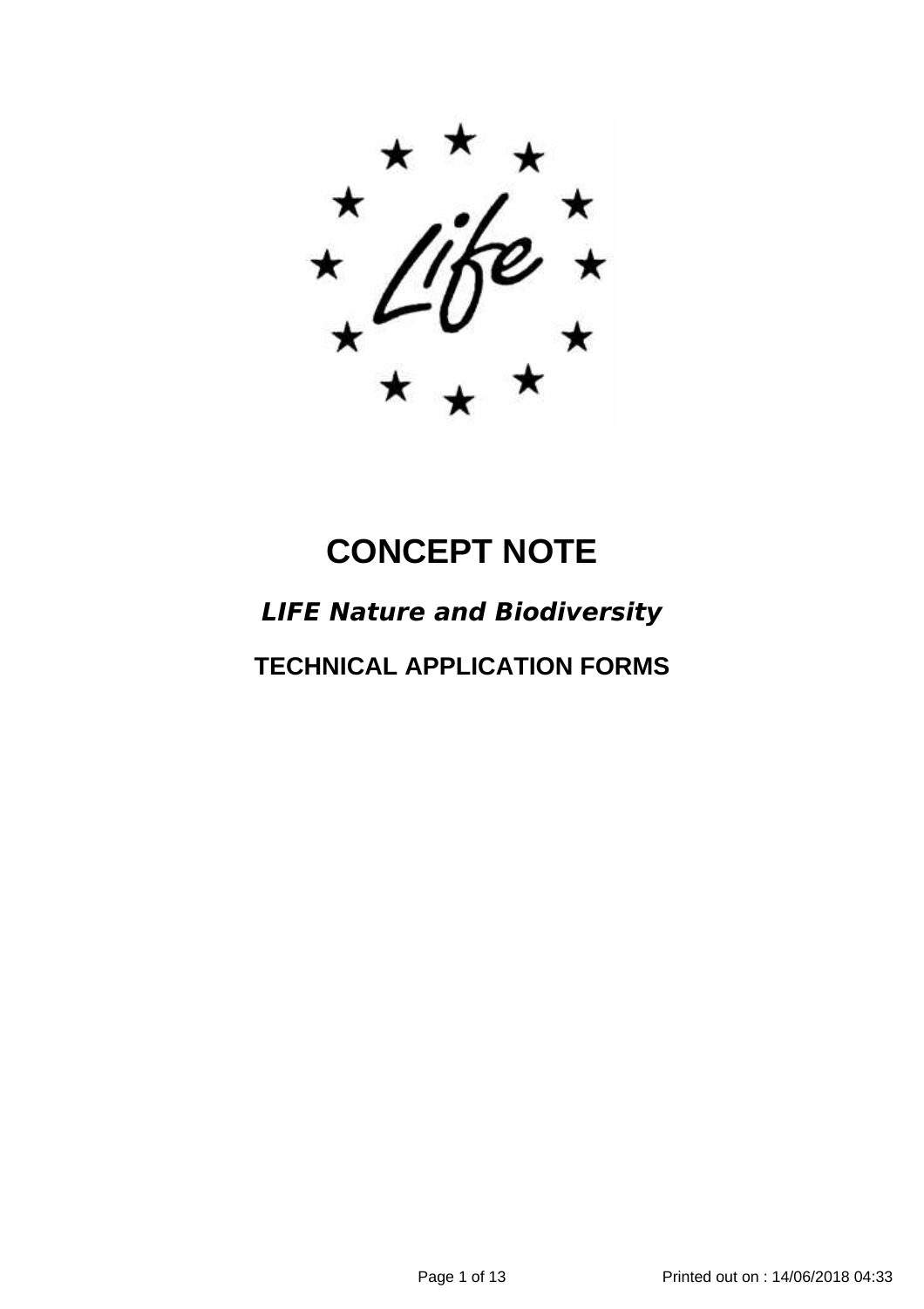# CONCEPT NOTE

## *LIFE Nature and Biodiversity*

## TECHNICAL APPLICATION FORMS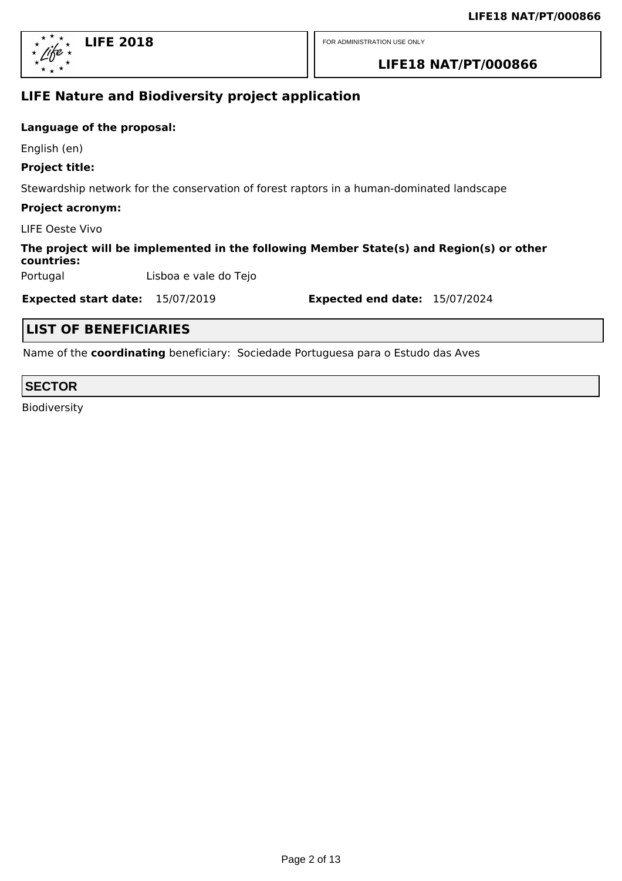**LIFE 2018**

FOR ADMINISTRATION USE ONLY

**LIFE18 NAT/PT/000866**

## LIFE Nature and Biodiversity project application

**Language of the proposal:**

English (en)

**Project title:**

Stewardship network for the conservation of forest raptors in a human-dominated landscape

**Project acronym:**

LIFE Oeste Vivo

**The project will be implemented in the following Member State(s) and Region(s) or other countries:**

Portugal Lisboa e vale do Tejo

**Expected start date:** 15/07/2019 **Expected end date:** 15/07/2024

## LIST OF BENEFICIARIES

Name of the **coordinating** beneficiary: Sociedade Portuguesa para o Estudo das Aves

## SECTOR

Biodiversity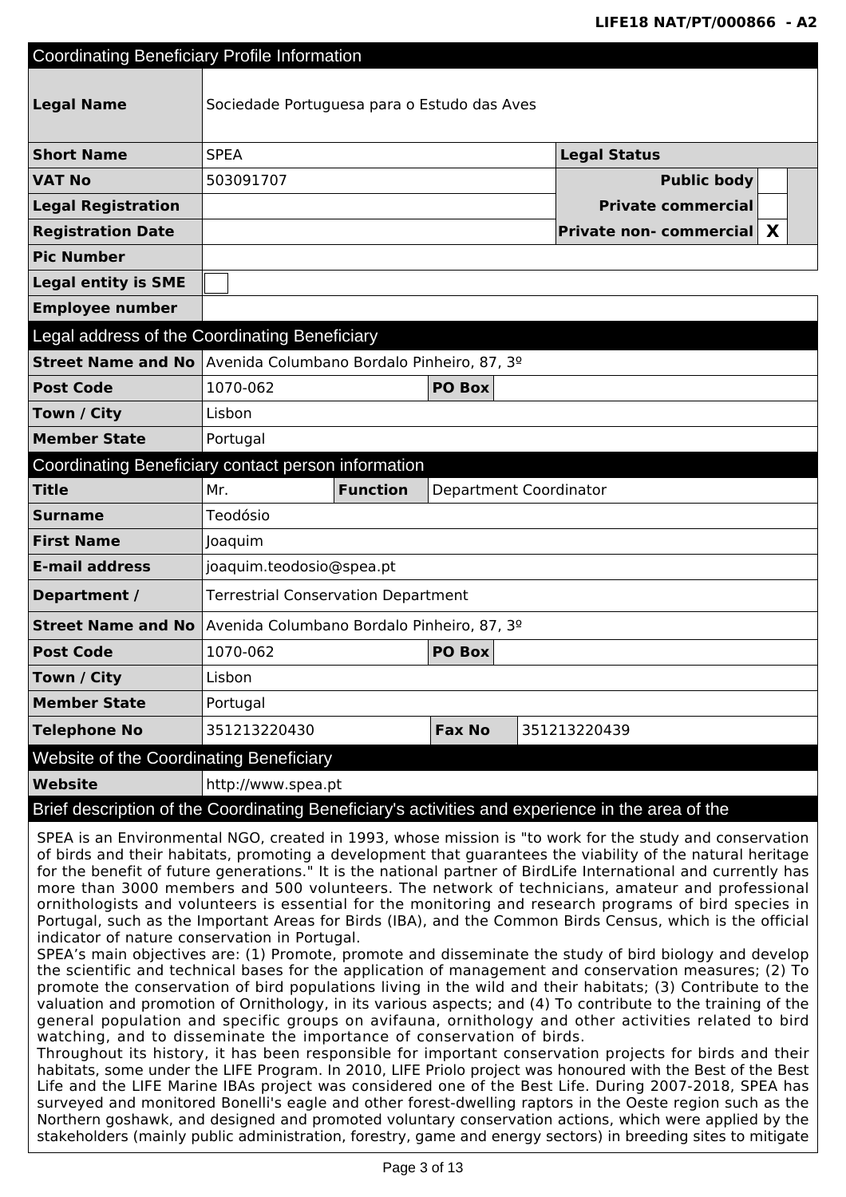## Coordinating Beneficiary Profile Information

| | | | | |
|---|---|---|---|---|
| **Legal Name** | Sociedade Portuguesa para o Estudo das Aves | | | |
| **Short Name** | SPEA | | **Legal Status** | |
| **VAT No** | 503091707 | | **Public body** | |
| **Legal Registration** | | | **Private commercial** | |
| **Registration Date** | | | **Private non- commercial** | X |
| **Pic Number** | | | | |
| **Legal entity is SME** | ☐ | | | |
| **Employee number** | | | | |

## Legal address of the Coordinating Beneficiary

| | | | |
|---|---|---|---|
| **Street Name and No** | Avenida Columbano Bordalo Pinheiro, 87, 3º | | |
| **Post Code** | 1070-062 | **PO Box** | |
| **Town / City** | Lisbon | | |
| **Member State** | Portugal | | |

## Coordinating Beneficiary contact person information

| | | | |
|---|---|---|---|
| **Title** | Mr. | **Function** | Department Coordinator |
| **Surname** | Teodósio | | |
| **First Name** | Joaquim | | |
| **E-mail address** | joaquim.teodosio@spea.pt | | |
| **Department /** | Terrestrial Conservation Department | | |
| **Street Name and No** | Avenida Columbano Bordalo Pinheiro, 87, 3º | | |
| **Post Code** | 1070-062 | **PO Box** | |
| **Town / City** | Lisbon | | |
| **Member State** | Portugal | | |
| **Telephone No** | 351213220430 | **Fax No** | 351213220439 |

## Website of the Coordinating Beneficiary

| | |
|---|---|
| **Website** | http://www.spea.pt |

## Brief description of the Coordinating Beneficiary's activities and experience in the area of the

SPEA is an Environmental NGO, created in 1993, whose mission is "to work for the study and conservation of birds and their habitats, promoting a development that guarantees the viability of the natural heritage for the benefit of future generations." It is the national partner of BirdLife International and currently has more than 3000 members and 500 volunteers. The network of technicians, amateur and professional ornithologists and volunteers is essential for the monitoring and research programs of bird species in Portugal, such as the Important Areas for Birds (IBA), and the Common Birds Census, which is the official indicator of nature conservation in Portugal.
SPEA's main objectives are: (1) Promote, promote and disseminate the study of bird biology and develop the scientific and technical bases for the application of management and conservation measures; (2) To promote the conservation of bird populations living in the wild and their habitats; (3) Contribute to the valuation and promotion of Ornithology, in its various aspects; and (4) To contribute to the training of the general population and specific groups on avifauna, ornithology and other activities related to bird watching, and to disseminate the importance of conservation of birds.
Throughout its history, it has been responsible for important conservation projects for birds and their habitats, some under the LIFE Program. In 2010, LIFE Priolo project was honoured with the Best of the Best Life and the LIFE Marine IBAs project was considered one of the Best Life. During 2007-2018, SPEA has surveyed and monitored Bonelli's eagle and other forest-dwelling raptors in the Oeste region such as the Northern goshawk, and designed and promoted voluntary conservation actions, which were applied by the stakeholders (mainly public administration, forestry, game and energy sectors) in breeding sites to mitigate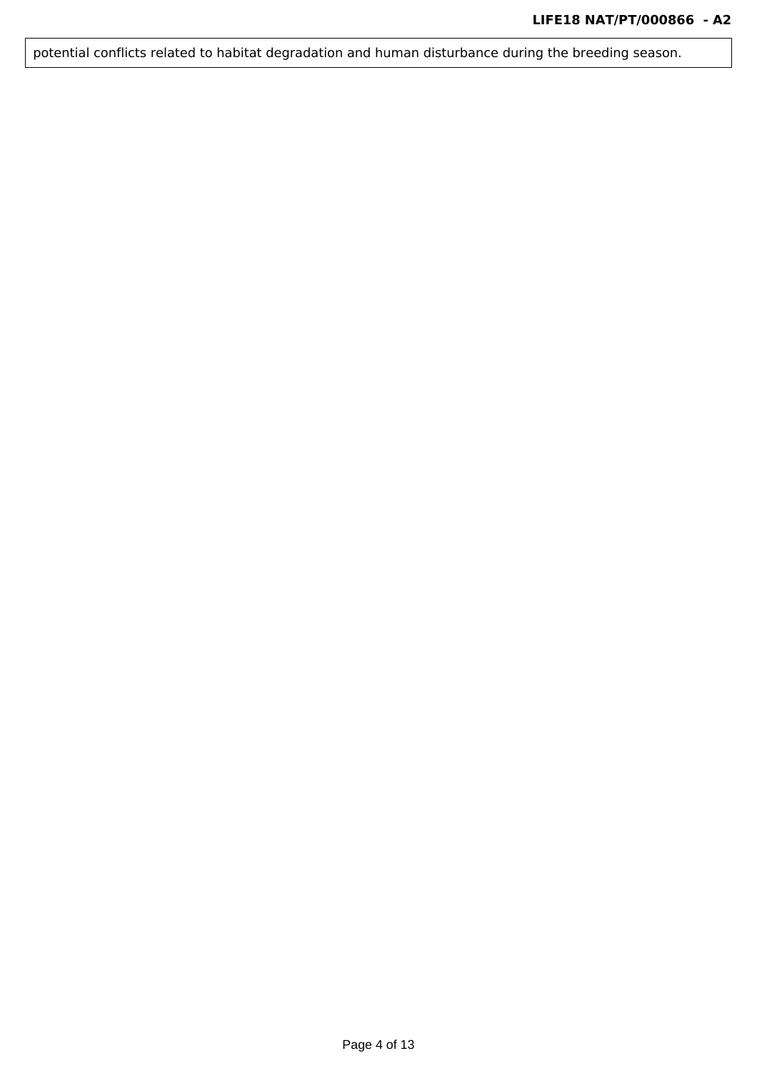potential conflicts related to habitat degradation and human disturbance during the breeding season.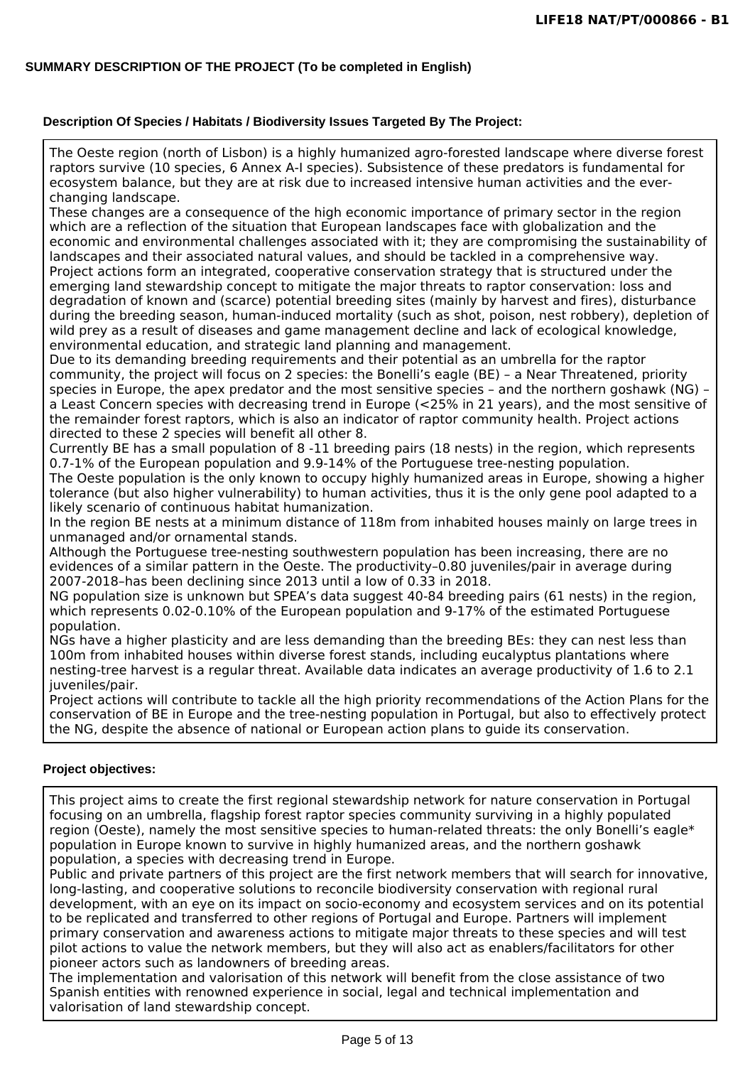## SUMMARY DESCRIPTION OF THE PROJECT (To be completed in English)

### Description Of Species / Habitats / Biodiversity Issues Targeted By The Project:

The Oeste region (north of Lisbon) is a highly humanized agro-forested landscape where diverse forest raptors survive (10 species, 6 Annex A-I species). Subsistence of these predators is fundamental for ecosystem balance, but they are at risk due to increased intensive human activities and the ever-changing landscape.

These changes are a consequence of the high economic importance of primary sector in the region which are a reflection of the situation that European landscapes face with globalization and the economic and environmental challenges associated with it; they are compromising the sustainability of landscapes and their associated natural values, and should be tackled in a comprehensive way.

Project actions form an integrated, cooperative conservation strategy that is structured under the emerging land stewardship concept to mitigate the major threats to raptor conservation: loss and degradation of known and (scarce) potential breeding sites (mainly by harvest and fires), disturbance during the breeding season, human-induced mortality (such as shot, poison, nest robbery), depletion of wild prey as a result of diseases and game management decline and lack of ecological knowledge, environmental education, and strategic land planning and management.

Due to its demanding breeding requirements and their potential as an umbrella for the raptor community, the project will focus on 2 species: the Bonelli's eagle (BE) – a Near Threatened, priority species in Europe, the apex predator and the most sensitive species – and the northern goshawk (NG) – a Least Concern species with decreasing trend in Europe (<25% in 21 years), and the most sensitive of the remainder forest raptors, which is also an indicator of raptor community health. Project actions directed to these 2 species will benefit all other 8.

Currently BE has a small population of 8 -11 breeding pairs (18 nests) in the region, which represents 0.7-1% of the European population and 9.9-14% of the Portuguese tree-nesting population.

The Oeste population is the only known to occupy highly humanized areas in Europe, showing a higher tolerance (but also higher vulnerability) to human activities, thus it is the only gene pool adapted to a likely scenario of continuous habitat humanization.

In the region BE nests at a minimum distance of 118m from inhabited houses mainly on large trees in unmanaged and/or ornamental stands.

Although the Portuguese tree-nesting southwestern population has been increasing, there are no evidences of a similar pattern in the Oeste. The productivity–0.80 juveniles/pair in average during 2007-2018–has been declining since 2013 until a low of 0.33 in 2018.

NG population size is unknown but SPEA's data suggest 40-84 breeding pairs (61 nests) in the region, which represents 0.02-0.10% of the European population and 9-17% of the estimated Portuguese population.

NGs have a higher plasticity and are less demanding than the breeding BEs: they can nest less than 100m from inhabited houses within diverse forest stands, including eucalyptus plantations where nesting-tree harvest is a regular threat. Available data indicates an average productivity of 1.6 to 2.1 juveniles/pair.

Project actions will contribute to tackle all the high priority recommendations of the Action Plans for the conservation of BE in Europe and the tree-nesting population in Portugal, but also to effectively protect the NG, despite the absence of national or European action plans to guide its conservation.

### Project objectives:

This project aims to create the first regional stewardship network for nature conservation in Portugal focusing on an umbrella, flagship forest raptor species community surviving in a highly populated region (Oeste), namely the most sensitive species to human-related threats: the only Bonelli's eagle* population in Europe known to survive in highly humanized areas, and the northern goshawk population, a species with decreasing trend in Europe.

Public and private partners of this project are the first network members that will search for innovative, long-lasting, and cooperative solutions to reconcile biodiversity conservation with regional rural development, with an eye on its impact on socio-economy and ecosystem services and on its potential to be replicated and transferred to other regions of Portugal and Europe. Partners will implement primary conservation and awareness actions to mitigate major threats to these species and will test pilot actions to value the network members, but they will also act as enablers/facilitators for other pioneer actors such as landowners of breeding areas.

The implementation and valorisation of this network will benefit from the close assistance of two Spanish entities with renowned experience in social, legal and technical implementation and valorisation of land stewardship concept.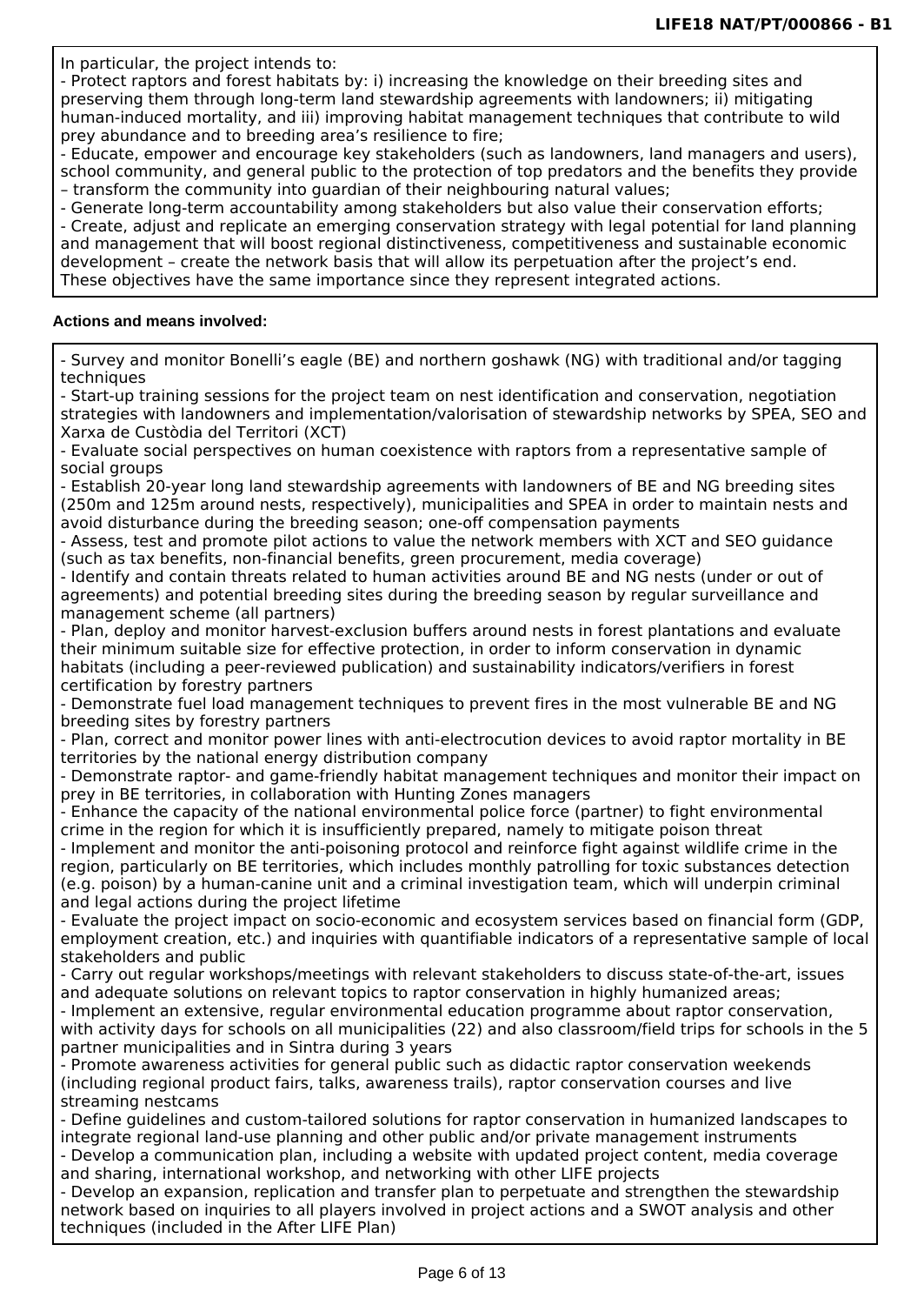In particular, the project intends to:

- Protect raptors and forest habitats by: i) increasing the knowledge on their breeding sites and preserving them through long-term land stewardship agreements with landowners; ii) mitigating human-induced mortality, and iii) improving habitat management techniques that contribute to wild prey abundance and to breeding area's resilience to fire;
- Educate, empower and encourage key stakeholders (such as landowners, land managers and users), school community, and general public to the protection of top predators and the benefits they provide – transform the community into guardian of their neighbouring natural values;
- Generate long-term accountability among stakeholders but also value their conservation efforts;
- Create, adjust and replicate an emerging conservation strategy with legal potential for land planning and management that will boost regional distinctiveness, competitiveness and sustainable economic development – create the network basis that will allow its perpetuation after the project's end.

These objectives have the same importance since they represent integrated actions.

**Actions and means involved:**

- Survey and monitor Bonelli's eagle (BE) and northern goshawk (NG) with traditional and/or tagging techniques
- Start-up training sessions for the project team on nest identification and conservation, negotiation strategies with landowners and implementation/valorisation of stewardship networks by SPEA, SEO and Xarxa de Custòdia del Territori (XCT)
- Evaluate social perspectives on human coexistence with raptors from a representative sample of social groups
- Establish 20-year long land stewardship agreements with landowners of BE and NG breeding sites (250m and 125m around nests, respectively), municipalities and SPEA in order to maintain nests and avoid disturbance during the breeding season; one-off compensation payments
- Assess, test and promote pilot actions to value the network members with XCT and SEO guidance (such as tax benefits, non-financial benefits, green procurement, media coverage)
- Identify and contain threats related to human activities around BE and NG nests (under or out of agreements) and potential breeding sites during the breeding season by regular surveillance and management scheme (all partners)
- Plan, deploy and monitor harvest-exclusion buffers around nests in forest plantations and evaluate their minimum suitable size for effective protection, in order to inform conservation in dynamic habitats (including a peer-reviewed publication) and sustainability indicators/verifiers in forest certification by forestry partners
- Demonstrate fuel load management techniques to prevent fires in the most vulnerable BE and NG breeding sites by forestry partners
- Plan, correct and monitor power lines with anti-electrocution devices to avoid raptor mortality in BE territories by the national energy distribution company
- Demonstrate raptor- and game-friendly habitat management techniques and monitor their impact on prey in BE territories, in collaboration with Hunting Zones managers
- Enhance the capacity of the national environmental police force (partner) to fight environmental crime in the region for which it is insufficiently prepared, namely to mitigate poison threat
- Implement and monitor the anti-poisoning protocol and reinforce fight against wildlife crime in the region, particularly on BE territories, which includes monthly patrolling for toxic substances detection (e.g. poison) by a human-canine unit and a criminal investigation team, which will underpin criminal and legal actions during the project lifetime
- Evaluate the project impact on socio-economic and ecosystem services based on financial form (GDP, employment creation, etc.) and inquiries with quantifiable indicators of a representative sample of local stakeholders and public
- Carry out regular workshops/meetings with relevant stakeholders to discuss state-of-the-art, issues and adequate solutions on relevant topics to raptor conservation in highly humanized areas;
- Implement an extensive, regular environmental education programme about raptor conservation, with activity days for schools on all municipalities (22) and also classroom/field trips for schools in the 5 partner municipalities and in Sintra during 3 years
- Promote awareness activities for general public such as didactic raptor conservation weekends (including regional product fairs, talks, awareness trails), raptor conservation courses and live streaming nestcams
- Define guidelines and custom-tailored solutions for raptor conservation in humanized landscapes to integrate regional land-use planning and other public and/or private management instruments
- Develop a communication plan, including a website with updated project content, media coverage and sharing, international workshop, and networking with other LIFE projects
- Develop an expansion, replication and transfer plan to perpetuate and strengthen the stewardship network based on inquiries to all players involved in project actions and a SWOT analysis and other techniques (included in the After LIFE Plan)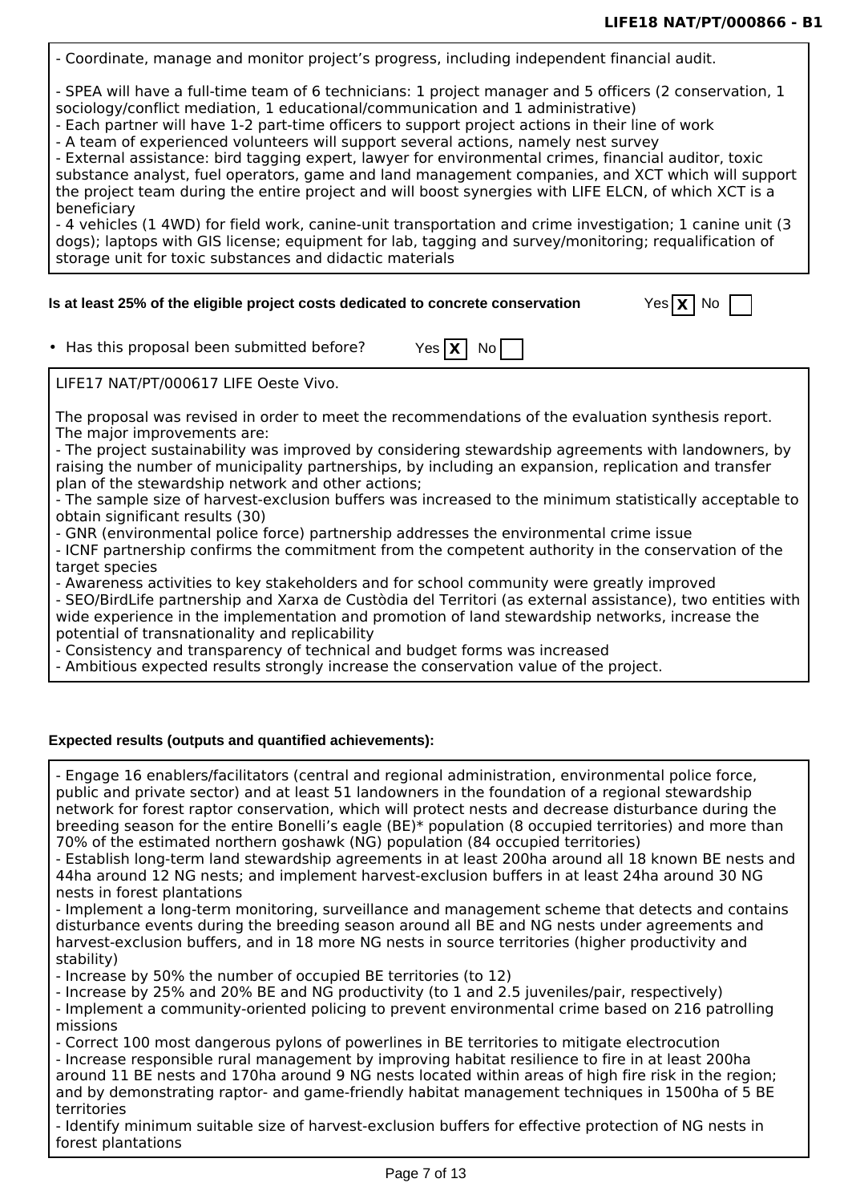- Coordinate, manage and monitor project's progress, including independent financial audit.

- SPEA will have a full-time team of 6 technicians: 1 project manager and 5 officers (2 conservation, 1 sociology/conflict mediation, 1 educational/communication and 1 administrative)
- Each partner will have 1-2 part-time officers to support project actions in their line of work
- A team of experienced volunteers will support several actions, namely nest survey
- External assistance: bird tagging expert, lawyer for environmental crimes, financial auditor, toxic substance analyst, fuel operators, game and land management companies, and XCT which will support the project team during the entire project and will boost synergies with LIFE ELCN, of which XCT is a beneficiary
- 4 vehicles (1 4WD) for field work, canine-unit transportation and crime investigation; 1 canine unit (3 dogs); laptops with GIS license; equipment for lab, tagging and survey/monitoring; requalification of storage unit for toxic substances and didactic materials

**Is at least 25% of the eligible project costs dedicated to concrete conservation** Yes [X] No [ ]

- Has this proposal been submitted before? Yes [X] No [ ]

LIFE17 NAT/PT/000617 LIFE Oeste Vivo.

The proposal was revised in order to meet the recommendations of the evaluation synthesis report. The major improvements are:
- The project sustainability was improved by considering stewardship agreements with landowners, by raising the number of municipality partnerships, by including an expansion, replication and transfer plan of the stewardship network and other actions;
- The sample size of harvest-exclusion buffers was increased to the minimum statistically acceptable to obtain significant results (30)
- GNR (environmental police force) partnership addresses the environmental crime issue
- ICNF partnership confirms the commitment from the competent authority in the conservation of the target species
- Awareness activities to key stakeholders and for school community were greatly improved
- SEO/BirdLife partnership and Xarxa de Custòdia del Territori (as external assistance), two entities with wide experience in the implementation and promotion of land stewardship networks, increase the potential of transnationality and replicability
- Consistency and transparency of technical and budget forms was increased
- Ambitious expected results strongly increase the conservation value of the project.

**Expected results (outputs and quantified achievements):**

- Engage 16 enablers/facilitators (central and regional administration, environmental police force, public and private sector) and at least 51 landowners in the foundation of a regional stewardship network for forest raptor conservation, which will protect nests and decrease disturbance during the breeding season for the entire Bonelli's eagle (BE)* population (8 occupied territories) and more than 70% of the estimated northern goshawk (NG) population (84 occupied territories)
- Establish long-term land stewardship agreements in at least 200ha around all 18 known BE nests and 44ha around 12 NG nests; and implement harvest-exclusion buffers in at least 24ha around 30 NG nests in forest plantations
- Implement a long-term monitoring, surveillance and management scheme that detects and contains disturbance events during the breeding season around all BE and NG nests under agreements and harvest-exclusion buffers, and in 18 more NG nests in source territories (higher productivity and stability)
- Increase by 50% the number of occupied BE territories (to 12)
- Increase by 25% and 20% BE and NG productivity (to 1 and 2.5 juveniles/pair, respectively)
- Implement a community-oriented policing to prevent environmental crime based on 216 patrolling missions
- Correct 100 most dangerous pylons of powerlines in BE territories to mitigate electrocution
- Increase responsible rural management by improving habitat resilience to fire in at least 200ha around 11 BE nests and 170ha around 9 NG nests located within areas of high fire risk in the region; and by demonstrating raptor- and game-friendly habitat management techniques in 1500ha of 5 BE territories
- Identify minimum suitable size of harvest-exclusion buffers for effective protection of NG nests in forest plantations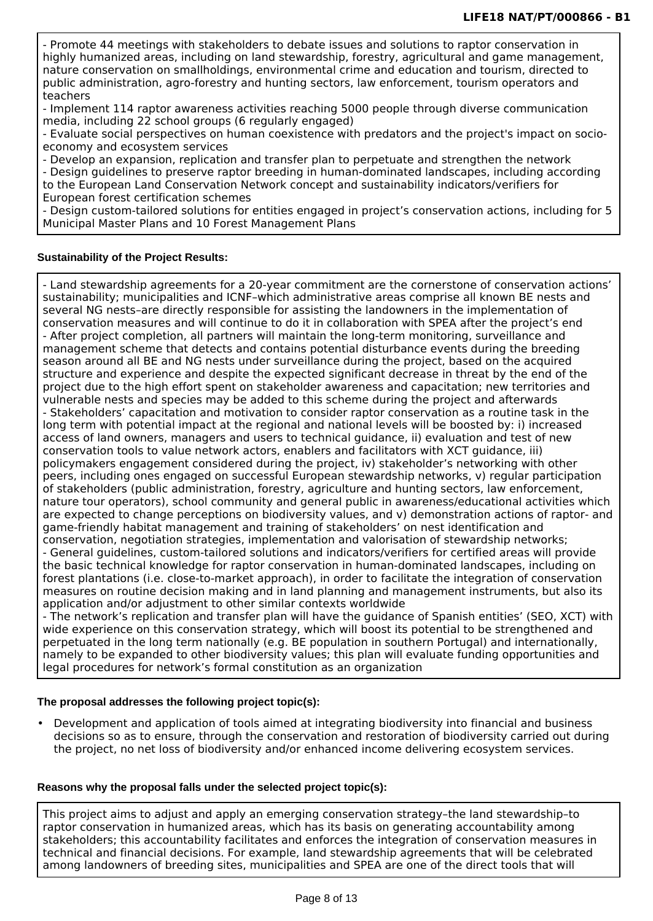- Promote 44 meetings with stakeholders to debate issues and solutions to raptor conservation in highly humanized areas, including on land stewardship, forestry, agricultural and game management, nature conservation on smallholdings, environmental crime and education and tourism, directed to public administration, agro-forestry and hunting sectors, law enforcement, tourism operators and teachers
- Implement 114 raptor awareness activities reaching 5000 people through diverse communication media, including 22 school groups (6 regularly engaged)
- Evaluate social perspectives on human coexistence with predators and the project's impact on socio-economy and ecosystem services
- Develop an expansion, replication and transfer plan to perpetuate and strengthen the network
- Design guidelines to preserve raptor breeding in human-dominated landscapes, including according to the European Land Conservation Network concept and sustainability indicators/verifiers for European forest certification schemes
- Design custom-tailored solutions for entities engaged in project's conservation actions, including for 5 Municipal Master Plans and 10 Forest Management Plans

**Sustainability of the Project Results:**

- Land stewardship agreements for a 20-year commitment are the cornerstone of conservation actions' sustainability; municipalities and ICNF–which administrative areas comprise all known BE nests and several NG nests–are directly responsible for assisting the landowners in the implementation of conservation measures and will continue to do it in collaboration with SPEA after the project's end
- After project completion, all partners will maintain the long-term monitoring, surveillance and management scheme that detects and contains potential disturbance events during the breeding season around all BE and NG nests under surveillance during the project, based on the acquired structure and experience and despite the expected significant decrease in threat by the end of the project due to the high effort spent on stakeholder awareness and capacitation; new territories and vulnerable nests and species may be added to this scheme during the project and afterwards
- Stakeholders' capacitation and motivation to consider raptor conservation as a routine task in the long term with potential impact at the regional and national levels will be boosted by: i) increased access of land owners, managers and users to technical guidance, ii) evaluation and test of new conservation tools to value network actors, enablers and facilitators with XCT guidance, iii) policymakers engagement considered during the project, iv) stakeholder's networking with other peers, including ones engaged on successful European stewardship networks, v) regular participation of stakeholders (public administration, forestry, agriculture and hunting sectors, law enforcement, nature tour operators), school community and general public in awareness/educational activities which are expected to change perceptions on biodiversity values, and v) demonstration actions of raptor- and game-friendly habitat management and training of stakeholders' on nest identification and conservation, negotiation strategies, implementation and valorisation of stewardship networks;
- General guidelines, custom-tailored solutions and indicators/verifiers for certified areas will provide the basic technical knowledge for raptor conservation in human-dominated landscapes, including on forest plantations (i.e. close-to-market approach), in order to facilitate the integration of conservation measures on routine decision making and in land planning and management instruments, but also its application and/or adjustment to other similar contexts worldwide
- The network's replication and transfer plan will have the guidance of Spanish entities' (SEO, XCT) with wide experience on this conservation strategy, which will boost its potential to be strengthened and perpetuated in the long term nationally (e.g. BE population in southern Portugal) and internationally, namely to be expanded to other biodiversity values; this plan will evaluate funding opportunities and legal procedures for network's formal constitution as an organization

**The proposal addresses the following project topic(s):**

- Development and application of tools aimed at integrating biodiversity into financial and business decisions so as to ensure, through the conservation and restoration of biodiversity carried out during the project, no net loss of biodiversity and/or enhanced income delivering ecosystem services.

**Reasons why the proposal falls under the selected project topic(s):**

This project aims to adjust and apply an emerging conservation strategy–the land stewardship–to raptor conservation in humanized areas, which has its basis on generating accountability among stakeholders; this accountability facilitates and enforces the integration of conservation measures in technical and financial decisions. For example, land stewardship agreements that will be celebrated among landowners of breeding sites, municipalities and SPEA are one of the direct tools that will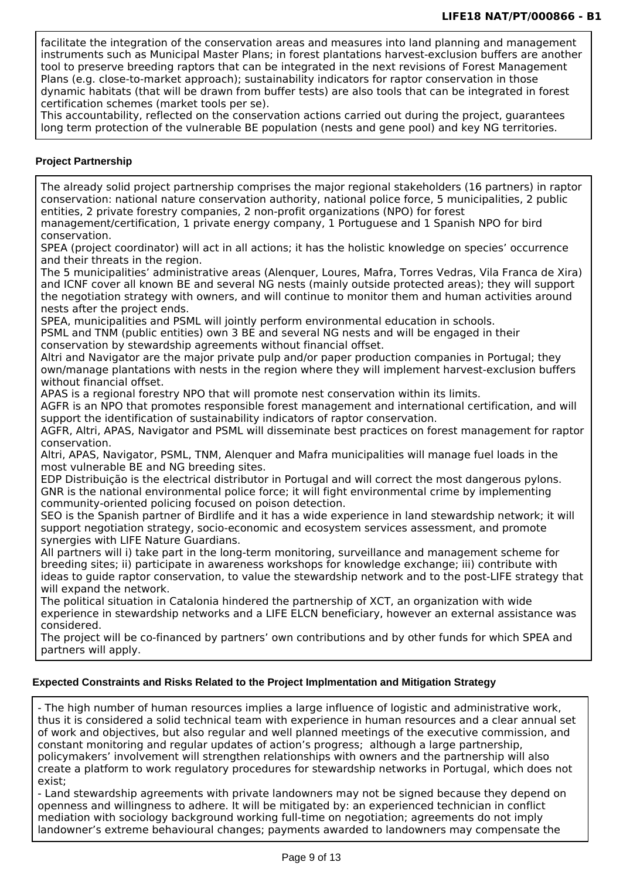facilitate the integration of the conservation areas and measures into land planning and management instruments such as Municipal Master Plans; in forest plantations harvest-exclusion buffers are another tool to preserve breeding raptors that can be integrated in the next revisions of Forest Management Plans (e.g. close-to-market approach); sustainability indicators for raptor conservation in those dynamic habitats (that will be drawn from buffer tests) are also tools that can be integrated in forest certification schemes (market tools per se).
This accountability, reflected on the conservation actions carried out during the project, guarantees long term protection of the vulnerable BE population (nests and gene pool) and key NG territories.

**Project Partnership**

The already solid project partnership comprises the major regional stakeholders (16 partners) in raptor conservation: national nature conservation authority, national police force, 5 municipalities, 2 public entities, 2 private forestry companies, 2 non-profit organizations (NPO) for forest management/certification, 1 private energy company, 1 Portuguese and 1 Spanish NPO for bird conservation.
SPEA (project coordinator) will act in all actions; it has the holistic knowledge on species' occurrence and their threats in the region.
The 5 municipalities' administrative areas (Alenquer, Loures, Mafra, Torres Vedras, Vila Franca de Xira) and ICNF cover all known BE and several NG nests (mainly outside protected areas); they will support the negotiation strategy with owners, and will continue to monitor them and human activities around nests after the project ends.
SPEA, municipalities and PSML will jointly perform environmental education in schools.
PSML and TNM (public entities) own 3 BE and several NG nests and will be engaged in their conservation by stewardship agreements without financial offset.
Altri and Navigator are the major private pulp and/or paper production companies in Portugal; they own/manage plantations with nests in the region where they will implement harvest-exclusion buffers without financial offset.
APAS is a regional forestry NPO that will promote nest conservation within its limits.
AGFR is an NPO that promotes responsible forest management and international certification, and will support the identification of sustainability indicators of raptor conservation.
AGFR, Altri, APAS, Navigator and PSML will disseminate best practices on forest management for raptor conservation.
Altri, APAS, Navigator, PSML, TNM, Alenquer and Mafra municipalities will manage fuel loads in the most vulnerable BE and NG breeding sites.
EDP Distribuição is the electrical distributor in Portugal and will correct the most dangerous pylons.
GNR is the national environmental police force; it will fight environmental crime by implementing community-oriented policing focused on poison detection.
SEO is the Spanish partner of Birdlife and it has a wide experience in land stewardship network; it will support negotiation strategy, socio-economic and ecosystem services assessment, and promote synergies with LIFE Nature Guardians.
All partners will i) take part in the long-term monitoring, surveillance and management scheme for breeding sites; ii) participate in awareness workshops for knowledge exchange; iii) contribute with ideas to guide raptor conservation, to value the stewardship network and to the post-LIFE strategy that will expand the network.
The political situation in Catalonia hindered the partnership of XCT, an organization with wide experience in stewardship networks and a LIFE ELCN beneficiary, however an external assistance was considered.
The project will be co-financed by partners' own contributions and by other funds for which SPEA and partners will apply.

**Expected Constraints and Risks Related to the Project Implmentation and Mitigation Strategy**

- The high number of human resources implies a large influence of logistic and administrative work, thus it is considered a solid technical team with experience in human resources and a clear annual set of work and objectives, but also regular and well planned meetings of the executive commission, and constant monitoring and regular updates of action's progress; although a large partnership, policymakers' involvement will strengthen relationships with owners and the partnership will also create a platform to work regulatory procedures for stewardship networks in Portugal, which does not exist;
- Land stewardship agreements with private landowners may not be signed because they depend on openness and willingness to adhere. It will be mitigated by: an experienced technician in conflict mediation with sociology background working full-time on negotiation; agreements do not imply landowner's extreme behavioural changes; payments awarded to landowners may compensate the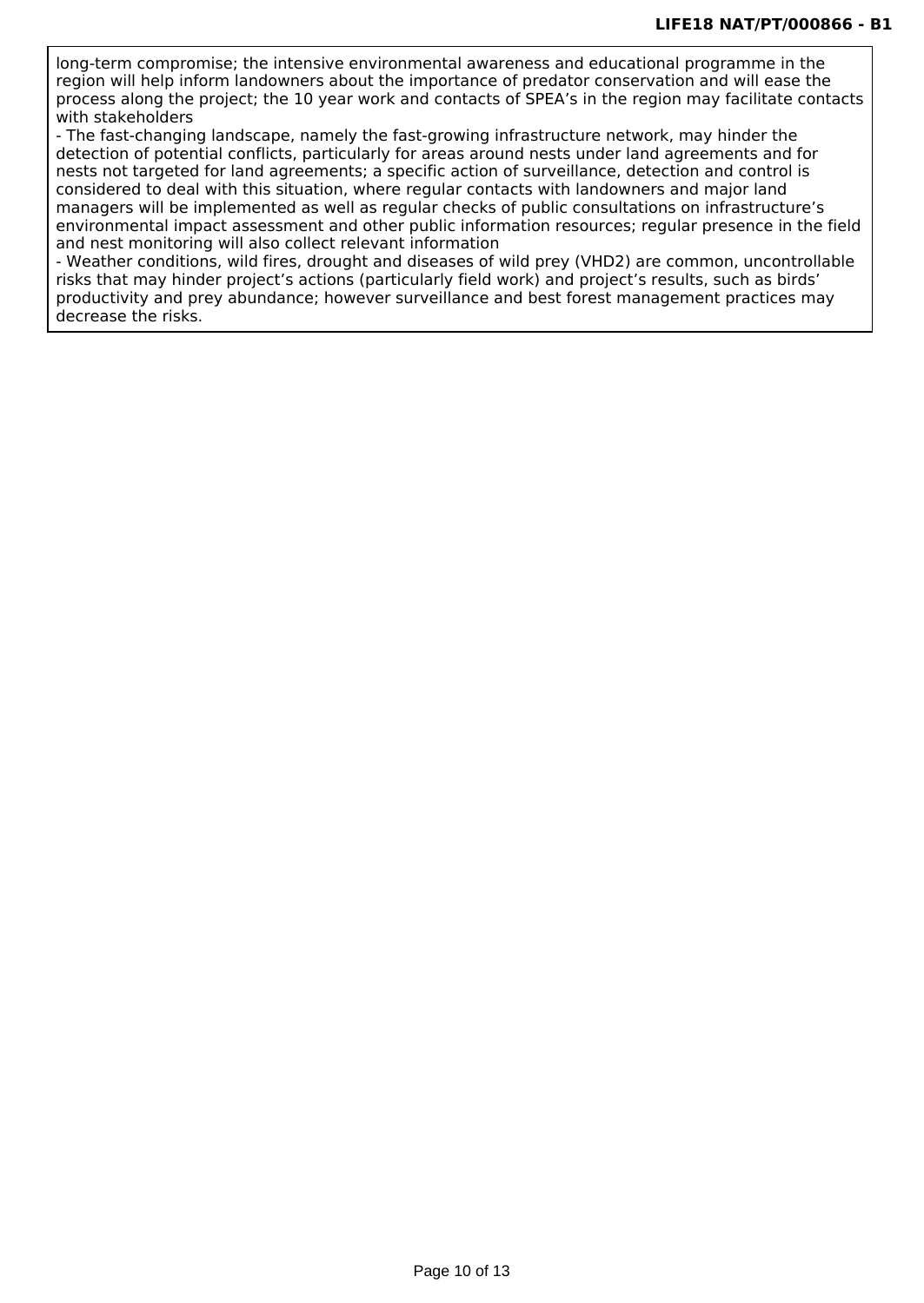long-term compromise; the intensive environmental awareness and educational programme in the region will help inform landowners about the importance of predator conservation and will ease the process along the project; the 10 year work and contacts of SPEA's in the region may facilitate contacts with stakeholders

- The fast-changing landscape, namely the fast-growing infrastructure network, may hinder the detection of potential conflicts, particularly for areas around nests under land agreements and for nests not targeted for land agreements; a specific action of surveillance, detection and control is considered to deal with this situation, where regular contacts with landowners and major land managers will be implemented as well as regular checks of public consultations on infrastructure's environmental impact assessment and other public information resources; regular presence in the field and nest monitoring will also collect relevant information
- Weather conditions, wild fires, drought and diseases of wild prey (VHD2) are common, uncontrollable risks that may hinder project's actions (particularly field work) and project's results, such as birds' productivity and prey abundance; however surveillance and best forest management practices may decrease the risks.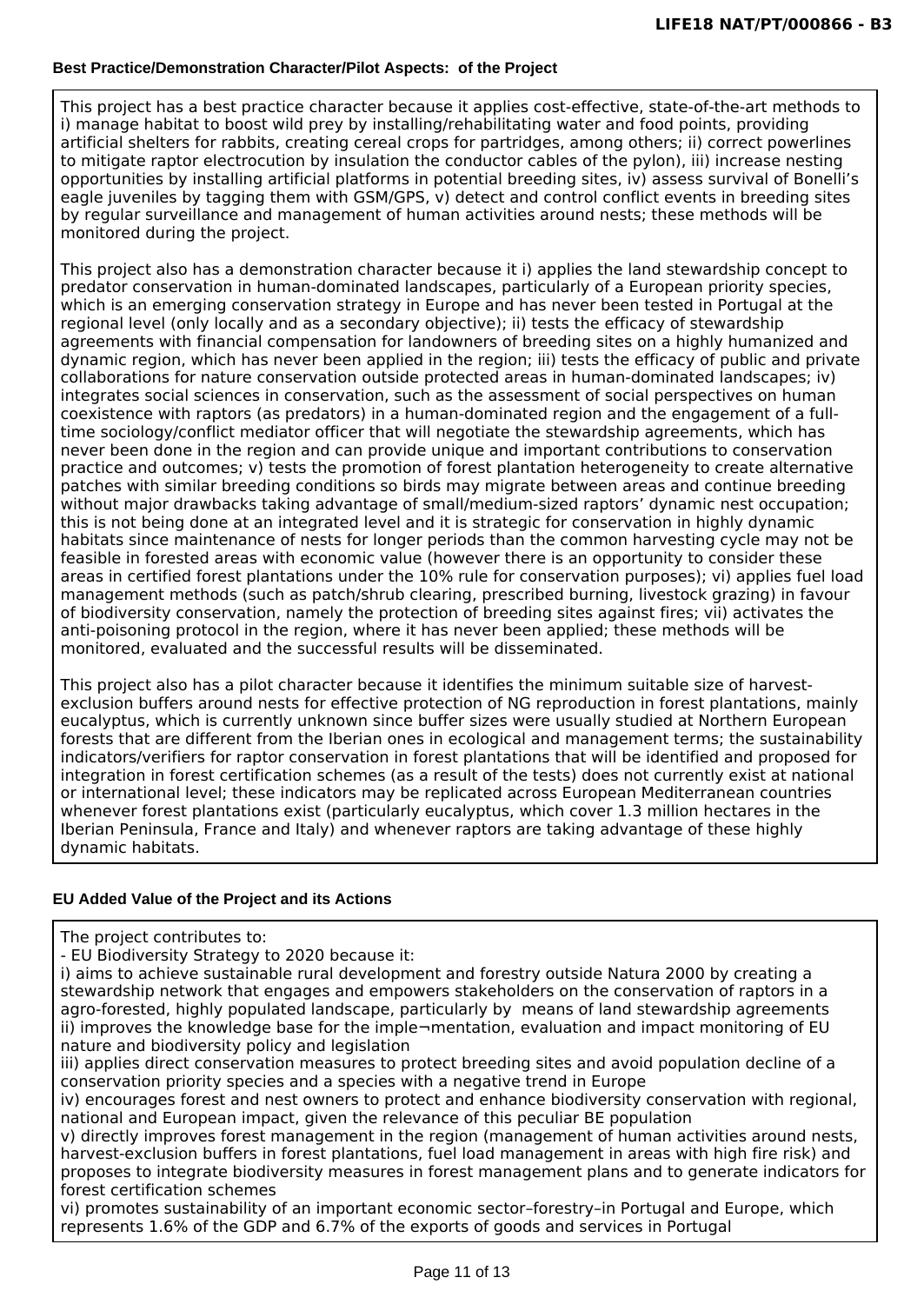### Best Practice/Demonstration Character/Pilot Aspects: of the Project

This project has a best practice character because it applies cost-effective, state-of-the-art methods to i) manage habitat to boost wild prey by installing/rehabilitating water and food points, providing artificial shelters for rabbits, creating cereal crops for partridges, among others; ii) correct powerlines to mitigate raptor electrocution by insulation the conductor cables of the pylon), iii) increase nesting opportunities by installing artificial platforms in potential breeding sites, iv) assess survival of Bonelli's eagle juveniles by tagging them with GSM/GPS, v) detect and control conflict events in breeding sites by regular surveillance and management of human activities around nests; these methods will be monitored during the project.

This project also has a demonstration character because it i) applies the land stewardship concept to predator conservation in human-dominated landscapes, particularly of a European priority species, which is an emerging conservation strategy in Europe and has never been tested in Portugal at the regional level (only locally and as a secondary objective); ii) tests the efficacy of stewardship agreements with financial compensation for landowners of breeding sites on a highly humanized and dynamic region, which has never been applied in the region; iii) tests the efficacy of public and private collaborations for nature conservation outside protected areas in human-dominated landscapes; iv) integrates social sciences in conservation, such as the assessment of social perspectives on human coexistence with raptors (as predators) in a human-dominated region and the engagement of a full-time sociology/conflict mediator officer that will negotiate the stewardship agreements, which has never been done in the region and can provide unique and important contributions to conservation practice and outcomes; v) tests the promotion of forest plantation heterogeneity to create alternative patches with similar breeding conditions so birds may migrate between areas and continue breeding without major drawbacks taking advantage of small/medium-sized raptors' dynamic nest occupation; this is not being done at an integrated level and it is strategic for conservation in highly dynamic habitats since maintenance of nests for longer periods than the common harvesting cycle may not be feasible in forested areas with economic value (however there is an opportunity to consider these areas in certified forest plantations under the 10% rule for conservation purposes); vi) applies fuel load management methods (such as patch/shrub clearing, prescribed burning, livestock grazing) in favour of biodiversity conservation, namely the protection of breeding sites against fires; vii) activates the anti-poisoning protocol in the region, where it has never been applied; these methods will be monitored, evaluated and the successful results will be disseminated.

This project also has a pilot character because it identifies the minimum suitable size of harvest-exclusion buffers around nests for effective protection of NG reproduction in forest plantations, mainly eucalyptus, which is currently unknown since buffer sizes were usually studied at Northern European forests that are different from the Iberian ones in ecological and management terms; the sustainability indicators/verifiers for raptor conservation in forest plantations that will be identified and proposed for integration in forest certification schemes (as a result of the tests) does not currently exist at national or international level; these indicators may be replicated across European Mediterranean countries whenever forest plantations exist (particularly eucalyptus, which cover 1.3 million hectares in the Iberian Peninsula, France and Italy) and whenever raptors are taking advantage of these highly dynamic habitats.

### EU Added Value of the Project and its Actions

The project contributes to:
- EU Biodiversity Strategy to 2020 because it:

i) aims to achieve sustainable rural development and forestry outside Natura 2000 by creating a stewardship network that engages and empowers stakeholders on the conservation of raptors in a agro-forested, highly populated landscape, particularly by means of land stewardship agreements
ii) improves the knowledge base for the imple¬mentation, evaluation and impact monitoring of EU nature and biodiversity policy and legislation
iii) applies direct conservation measures to protect breeding sites and avoid population decline of a conservation priority species and a species with a negative trend in Europe
iv) encourages forest and nest owners to protect and enhance biodiversity conservation with regional, national and European impact, given the relevance of this peculiar BE population
v) directly improves forest management in the region (management of human activities around nests, harvest-exclusion buffers in forest plantations, fuel load management in areas with high fire risk) and proposes to integrate biodiversity measures in forest management plans and to generate indicators for forest certification schemes
vi) promotes sustainability of an important economic sector–forestry–in Portugal and Europe, which represents 1.6% of the GDP and 6.7% of the exports of goods and services in Portugal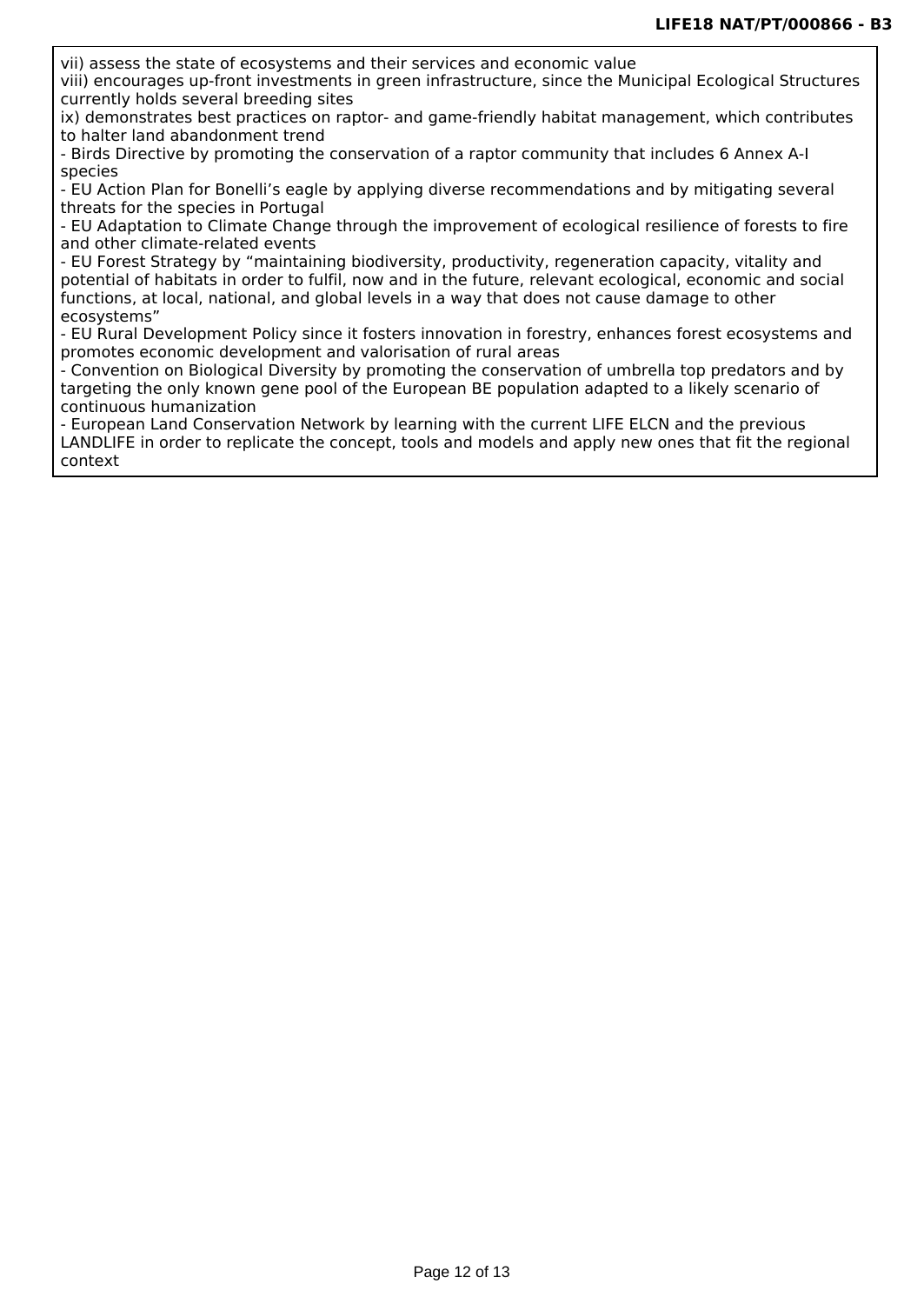vii) assess the state of ecosystems and their services and economic value
viii) encourages up-front investments in green infrastructure, since the Municipal Ecological Structures currently holds several breeding sites
ix) demonstrates best practices on raptor- and game-friendly habitat management, which contributes to halter land abandonment trend
- Birds Directive by promoting the conservation of a raptor community that includes 6 Annex A-I species
- EU Action Plan for Bonelli's eagle by applying diverse recommendations and by mitigating several threats for the species in Portugal
- EU Adaptation to Climate Change through the improvement of ecological resilience of forests to fire and other climate-related events
- EU Forest Strategy by "maintaining biodiversity, productivity, regeneration capacity, vitality and potential of habitats in order to fulfil, now and in the future, relevant ecological, economic and social functions, at local, national, and global levels in a way that does not cause damage to other ecosystems"
- EU Rural Development Policy since it fosters innovation in forestry, enhances forest ecosystems and promotes economic development and valorisation of rural areas
- Convention on Biological Diversity by promoting the conservation of umbrella top predators and by targeting the only known gene pool of the European BE population adapted to a likely scenario of continuous humanization
- European Land Conservation Network by learning with the current LIFE ELCN and the previous LANDLIFE in order to replicate the concept, tools and models and apply new ones that fit the regional context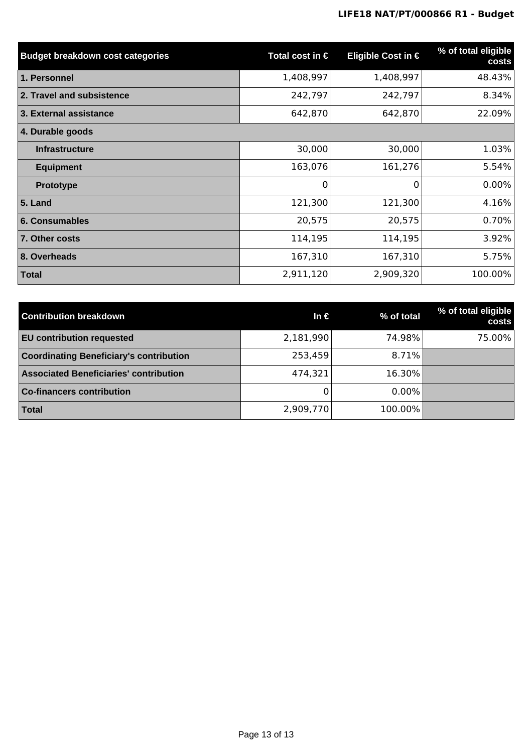| Budget breakdown cost categories | Total cost in € | Eligible Cost in € | % of total eligible costs |
|---|---|---|---|
| **1. Personnel** | 1,408,997 | 1,408,997 | 48.43% |
| **2. Travel and subsistence** | 242,797 | 242,797 | 8.34% |
| **3. External assistance** | 642,870 | 642,870 | 22.09% |
| **4. Durable goods** | | | |
| **Infrastructure** | 30,000 | 30,000 | 1.03% |
| **Equipment** | 163,076 | 161,276 | 5.54% |
| **Prototype** | 0 | 0 | 0.00% |
| **5. Land** | 121,300 | 121,300 | 4.16% |
| **6. Consumables** | 20,575 | 20,575 | 0.70% |
| **7. Other costs** | 114,195 | 114,195 | 3.92% |
| **8. Overheads** | 167,310 | 167,310 | 5.75% |
| **Total** | 2,911,120 | 2,909,320 | 100.00% |

| Contribution breakdown | In € | % of total | % of total eligible costs |
|---|---|---|---|
| **EU contribution requested** | 2,181,990 | 74.98% | 75.00% |
| **Coordinating Beneficiary's contribution** | 253,459 | 8.71% | |
| **Associated Beneficiaries' contribution** | 474,321 | 16.30% | |
| **Co-financers contribution** | 0 | 0.00% | |
| **Total** | 2,909,770 | 100.00% | |